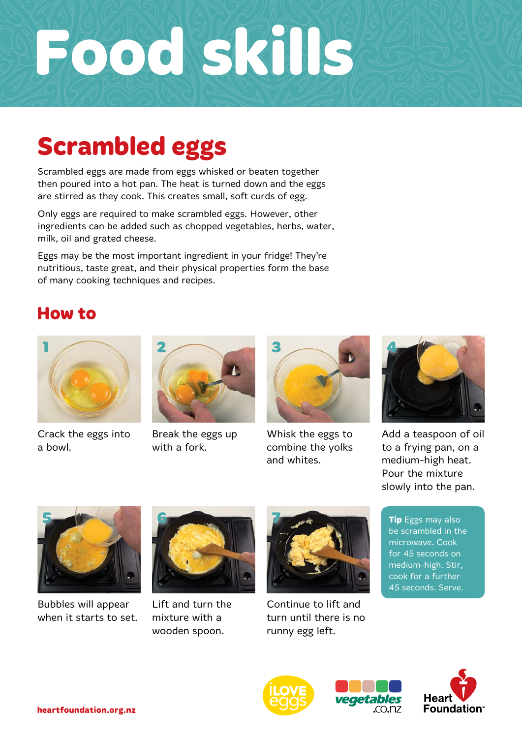# Food skills

## Scrambled eggs

Scrambled eggs are made from eggs whisked or beaten together then poured into a hot pan. The heat is turned down and the eggs are stirred as they cook. This creates small, soft curds of egg.

Only eggs are required to make scrambled eggs. However, other ingredients can be added such as chopped vegetables, herbs, water, milk, oil and grated cheese.

Eggs may be the most important ingredient in your fridge! They're nutritious, taste great, and their physical properties form the base of many cooking techniques and recipes.

## How to

1. Crack the eggs into a bowl.
2. Break the eggs up with a fork.
3. Whisk the eggs to combine the yolks and whites.
4. Add a teaspoon of oil to a frying pan, on a medium-high heat. Pour the mixture slowly into the pan.
5. Bubbles will appear when it starts to set.
6. Lift and turn the mixture with a wooden spoon.
7. Continue to lift and turn until there is no runny egg left.

**Tip** Eggs may also be scrambled in the microwave. Cook for 45 seconds on medium-high. Stir, cook for a further 45 seconds. Serve.

heartfoundation.org.nz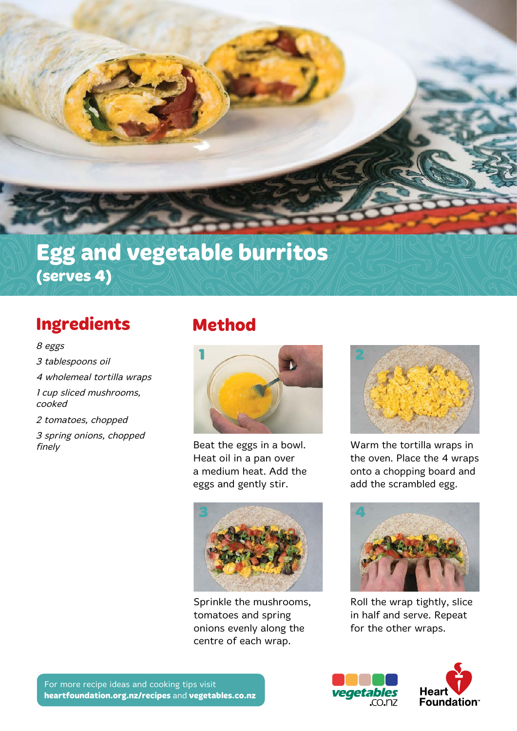# Egg and vegetable burritos
**(serves 4)**

## Ingredients

*8 eggs*

*3 tablespoons oil*

*4 wholemeal tortilla wraps*

*1 cup sliced mushrooms, cooked*

*2 tomatoes, chopped*

*3 spring onions, chopped finely*

## Method

1. Beat the eggs in a bowl. Heat oil in a pan over a medium heat. Add the eggs and gently stir.
2. Warm the tortilla wraps in the oven. Place the 4 wraps onto a chopping board and add the scrambled egg.
3. Sprinkle the mushrooms, tomatoes and spring onions evenly along the centre of each wrap.
4. Roll the wrap tightly, slice in half and serve. Repeat for the other wraps.

For more recipe ideas and cooking tips visit **heartfoundation.org.nz/recipes** and **vegetables.co.nz**

vegetables.co.nz

Heart Foundation